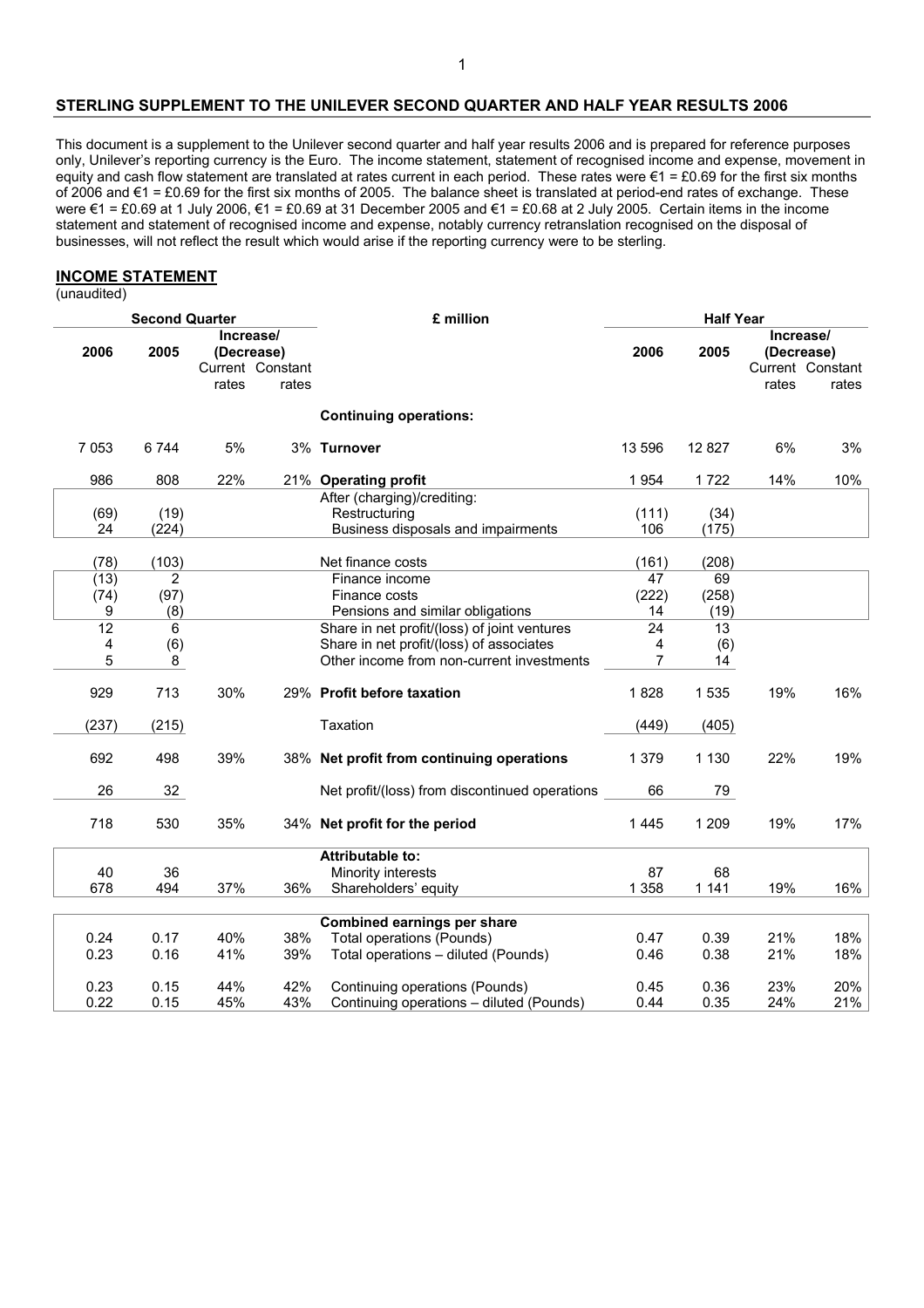## STERLING SUPPLEMENT TO THE UNILEVER SECOND QUARTER AND HALF YEAR RESULTS 2006

This document is a supplement to the Unilever second quarter and half year results 2006 and is prepared for reference purposes only, Unilever's reporting currency is the Euro. The income statement, statement of recognised income and expense, movement in equity and cash flow statement are translated at rates current in each period. These rates were €1 = £0.69 for the first six months of 2006 and €1 = £0.69 for the first six months of 2005. The balance sheet is translated at period-end rates of exchange. These were €1 = £0.69 at 1 July 2006, €1 = £0.69 at 31 December 2005 and €1 = £0.68 at 2 July 2005. Certain items in the income statement and statement of recognised income and expense, notably currency retranslation recognised on the disposal of businesses, will not reflect the result which would arise if the reporting currency were to be sterling.

### INCOME STATEMENT

(unaudited)

| Second Quarter | | | | £ million | Half Year | | | |
|---|---|---|---|---|---|---|---|---|
| 2006 | 2005 | Increase/ (Decrease) Current rates | Increase/ (Decrease) Constant rates | | 2006 | 2005 | Increase/ (Decrease) Current rates | Increase/ (Decrease) Constant rates |
| | | | | **Continuing operations:** | | | | |
| 7 053 | 6 744 | 5% | 3% | **Turnover** | 13 596 | 12 827 | 6% | 3% |
| 986 | 808 | 22% | 21% | **Operating profit** | 1 954 | 1 722 | 14% | 10% |
| | | | | After (charging)/crediting: | | | | |
| (69) | (19) | | | Restructuring | (111) | (34) | | |
| 24 | (224) | | | Business disposals and impairments | 106 | (175) | | |
| (78) | (103) | | | Net finance costs | (161) | (208) | | |
| (13) | 2 | | | Finance income | 47 | 69 | | |
| (74) | (97) | | | Finance costs | (222) | (258) | | |
| 9 | (8) | | | Pensions and similar obligations | 14 | (19) | | |
| 12 | 6 | | | Share in net profit/(loss) of joint ventures | 24 | 13 | | |
| 4 | (6) | | | Share in net profit/(loss) of associates | 4 | (6) | | |
| 5 | 8 | | | Other income from non-current investments | 7 | 14 | | |
| 929 | 713 | 30% | 29% | **Profit before taxation** | 1 828 | 1 535 | 19% | 16% |
| (237) | (215) | | | Taxation | (449) | (405) | | |
| 692 | 498 | 39% | 38% | **Net profit from continuing operations** | 1 379 | 1 130 | 22% | 19% |
| 26 | 32 | | | Net profit/(loss) from discontinued operations | 66 | 79 | | |
| 718 | 530 | 35% | 34% | **Net profit for the period** | 1 445 | 1 209 | 19% | 17% |
| | | | | **Attributable to:** | | | | |
| 40 | 36 | | | Minority interests | 87 | 68 | | |
| 678 | 494 | 37% | 36% | Shareholders' equity | 1 358 | 1 141 | 19% | 16% |
| | | | | **Combined earnings per share** | | | | |
| 0.24 | 0.17 | 40% | 38% | Total operations (Pounds) | 0.47 | 0.39 | 21% | 18% |
| 0.23 | 0.16 | 41% | 39% | Total operations – diluted (Pounds) | 0.46 | 0.38 | 21% | 18% |
| 0.23 | 0.15 | 44% | 42% | Continuing operations (Pounds) | 0.45 | 0.36 | 23% | 20% |
| 0.22 | 0.15 | 45% | 43% | Continuing operations – diluted (Pounds) | 0.44 | 0.35 | 24% | 21% |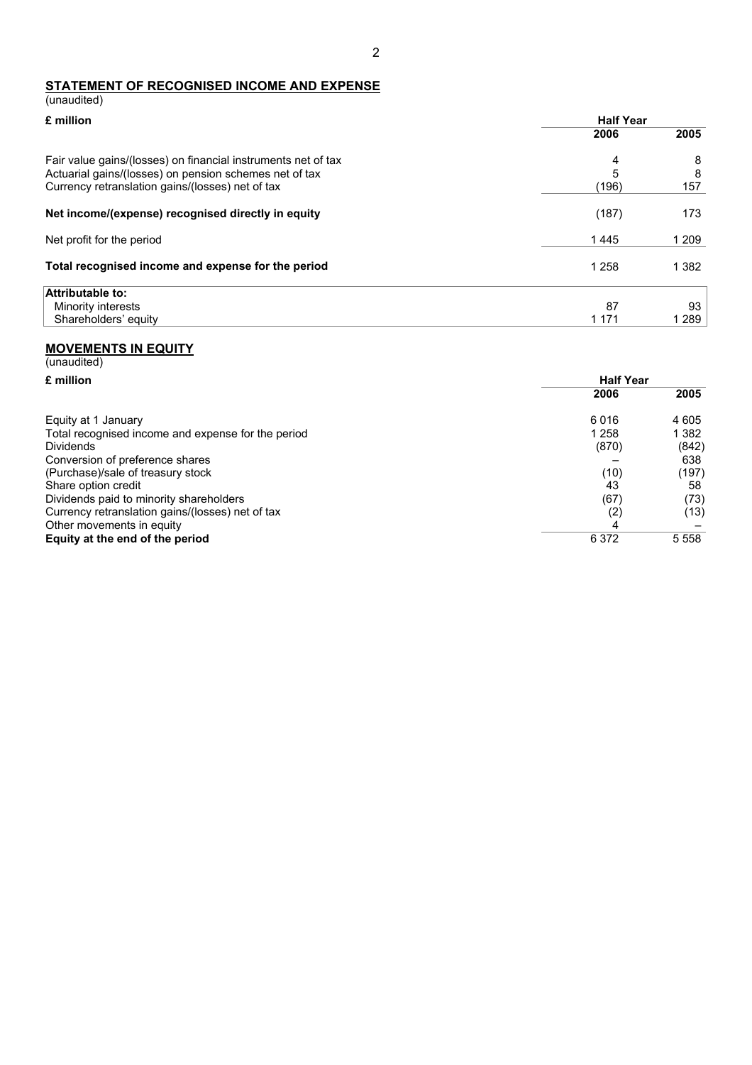## STATEMENT OF RECOGNISED INCOME AND EXPENSE

(unaudited)

| £ million | Half Year 2006 | Half Year 2005 |
|---|---|---|
| Fair value gains/(losses) on financial instruments net of tax | 4 | 8 |
| Actuarial gains/(losses) on pension schemes net of tax | 5 | 8 |
| Currency retranslation gains/(losses) net of tax | (196) | 157 |
| **Net income/(expense) recognised directly in equity** | (187) | 173 |
| Net profit for the period | 1 445 | 1 209 |
| **Total recognised income and expense for the period** | 1 258 | 1 382 |
| **Attributable to:** | | |
| Minority interests | 87 | 93 |
| Shareholders' equity | 1 171 | 1 289 |

## MOVEMENTS IN EQUITY

(unaudited)

| £ million | Half Year 2006 | Half Year 2005 |
|---|---|---|
| Equity at 1 January | 6 016 | 4 605 |
| Total recognised income and expense for the period | 1 258 | 1 382 |
| Dividends | (870) | (842) |
| Conversion of preference shares | – | 638 |
| (Purchase)/sale of treasury stock | (10) | (197) |
| Share option credit | 43 | 58 |
| Dividends paid to minority shareholders | (67) | (73) |
| Currency retranslation gains/(losses) net of tax | (2) | (13) |
| Other movements in equity | 4 | – |
| **Equity at the end of the period** | 6 372 | 5 558 |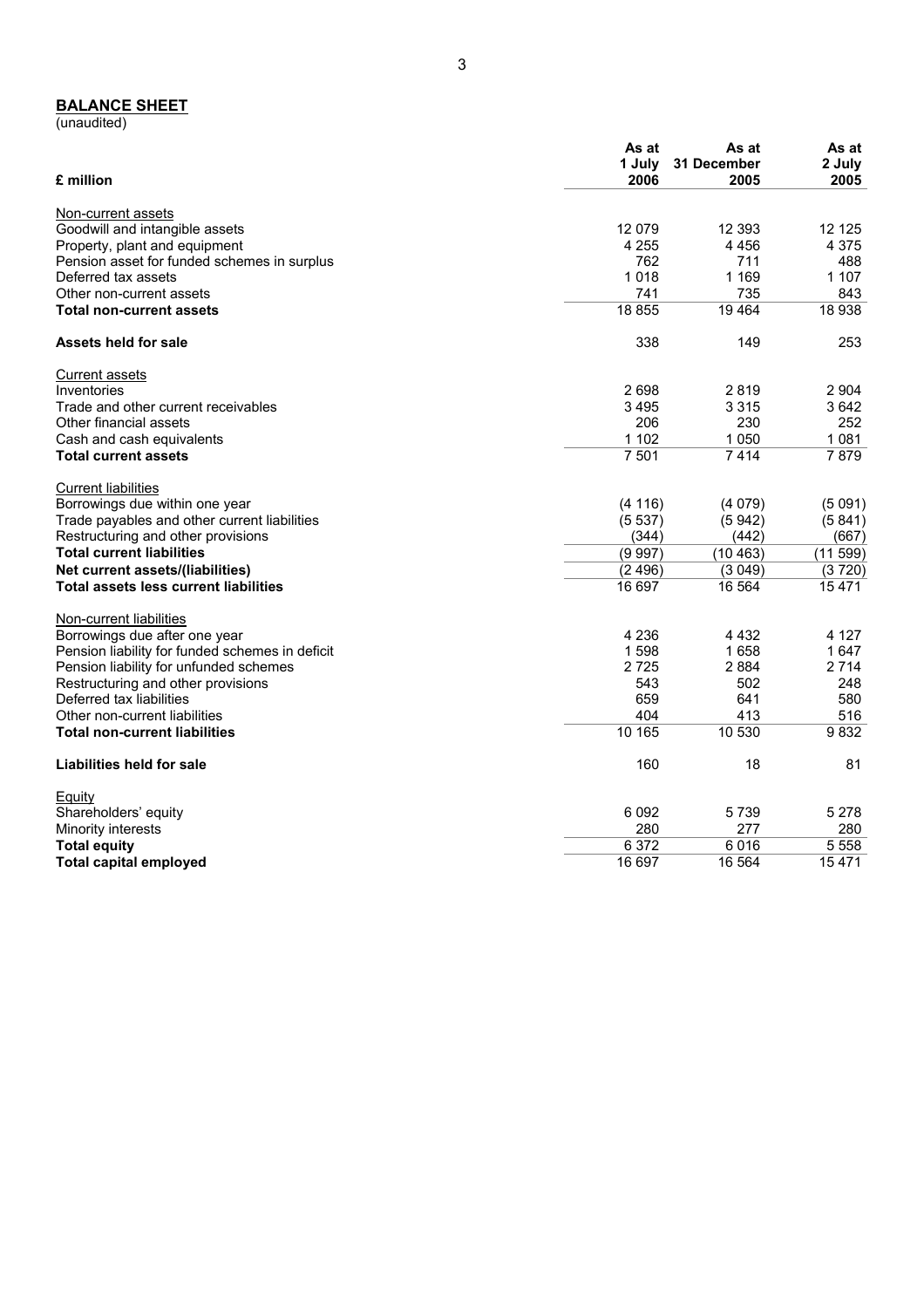## BALANCE SHEET

(unaudited)

| £ million | As at 1 July 2006 | As at 31 December 2005 | As at 2 July 2005 |
|---|---|---|---|
| Non-current assets | | | |
| Goodwill and intangible assets | 12 079 | 12 393 | 12 125 |
| Property, plant and equipment | 4 255 | 4 456 | 4 375 |
| Pension asset for funded schemes in surplus | 762 | 711 | 488 |
| Deferred tax assets | 1 018 | 1 169 | 1 107 |
| Other non-current assets | 741 | 735 | 843 |
| **Total non-current assets** | 18 855 | 19 464 | 18 938 |
| **Assets held for sale** | 338 | 149 | 253 |
| Current assets | | | |
| Inventories | 2 698 | 2 819 | 2 904 |
| Trade and other current receivables | 3 495 | 3 315 | 3 642 |
| Other financial assets | 206 | 230 | 252 |
| Cash and cash equivalents | 1 102 | 1 050 | 1 081 |
| **Total current assets** | 7 501 | 7 414 | 7 879 |
| Current liabilities | | | |
| Borrowings due within one year | (4 116) | (4 079) | (5 091) |
| Trade payables and other current liabilities | (5 537) | (5 942) | (5 841) |
| Restructuring and other provisions | (344) | (442) | (667) |
| **Total current liabilities** | (9 997) | (10 463) | (11 599) |
| **Net current assets/(liabilities)** | (2 496) | (3 049) | (3 720) |
| **Total assets less current liabilities** | 16 697 | 16 564 | 15 471 |
| Non-current liabilities | | | |
| Borrowings due after one year | 4 236 | 4 432 | 4 127 |
| Pension liability for funded schemes in deficit | 1 598 | 1 658 | 1 647 |
| Pension liability for unfunded schemes | 2 725 | 2 884 | 2 714 |
| Restructuring and other provisions | 543 | 502 | 248 |
| Deferred tax liabilities | 659 | 641 | 580 |
| Other non-current liabilities | 404 | 413 | 516 |
| **Total non-current liabilities** | 10 165 | 10 530 | 9 832 |
| **Liabilities held for sale** | 160 | 18 | 81 |
| Equity | | | |
| Shareholders' equity | 6 092 | 5 739 | 5 278 |
| Minority interests | 280 | 277 | 280 |
| **Total equity** | 6 372 | 6 016 | 5 558 |
| **Total capital employed** | 16 697 | 16 564 | 15 471 |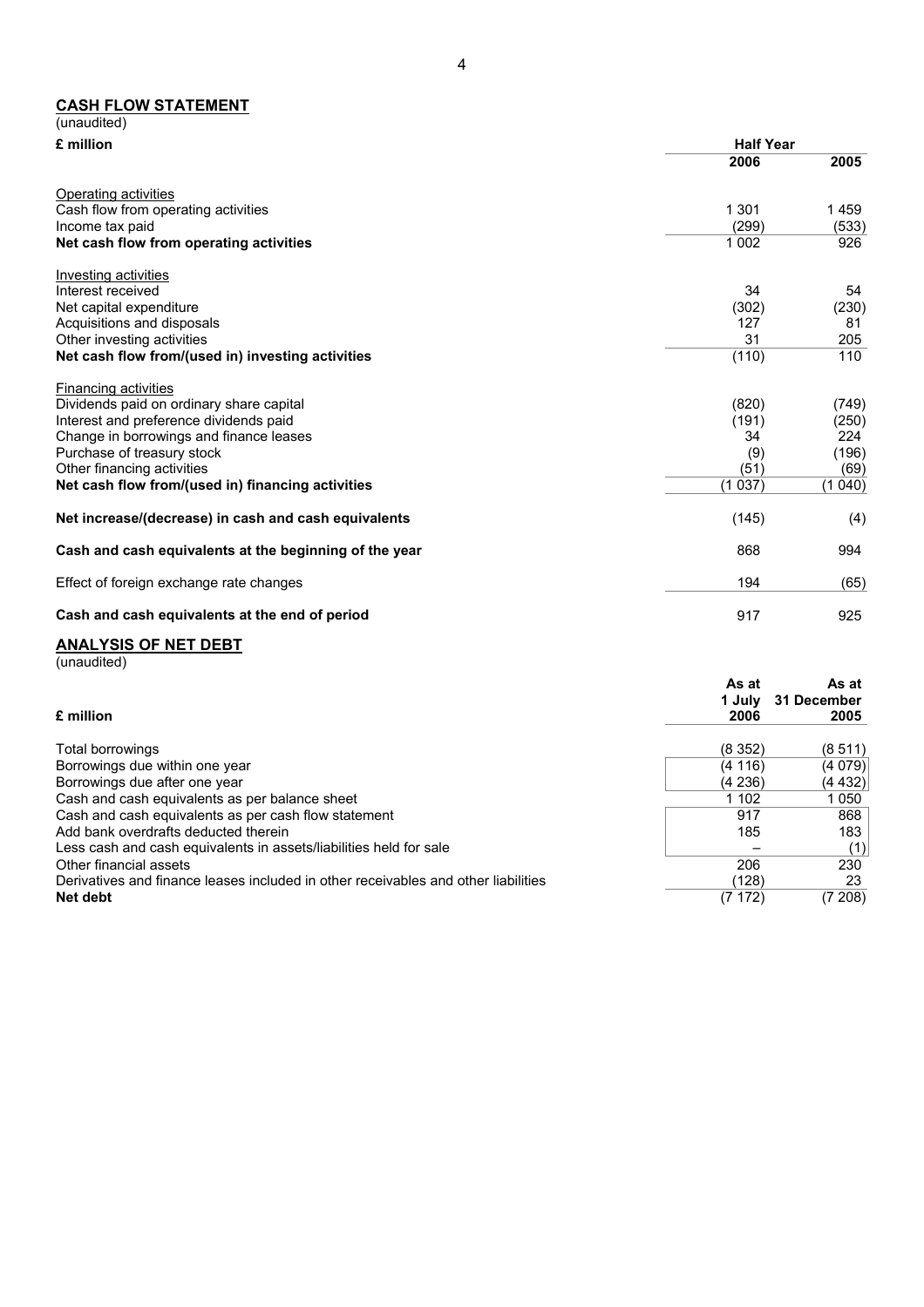## CASH FLOW STATEMENT

(unaudited)

| £ million | Half Year | |
|---|---|---|
| | 2006 | 2005 |
| Operating activities | | |
| Cash flow from operating activities | 1 301 | 1 459 |
| Income tax paid | (299) | (533) |
| **Net cash flow from operating activities** | 1 002 | 926 |
| Investing activities | | |
| Interest received | 34 | 54 |
| Net capital expenditure | (302) | (230) |
| Acquisitions and disposals | 127 | 81 |
| Other investing activities | 31 | 205 |
| **Net cash flow from/(used in) investing activities** | (110) | 110 |
| Financing activities | | |
| Dividends paid on ordinary share capital | (820) | (749) |
| Interest and preference dividends paid | (191) | (250) |
| Change in borrowings and finance leases | 34 | 224 |
| Purchase of treasury stock | (9) | (196) |
| Other financing activities | (51) | (69) |
| **Net cash flow from/(used in) financing activities** | (1 037) | (1 040) |
| **Net increase/(decrease) in cash and cash equivalents** | (145) | (4) |
| **Cash and cash equivalents at the beginning of the year** | 868 | 994 |
| Effect of foreign exchange rate changes | 194 | (65) |
| **Cash and cash equivalents at the end of period** | 917 | 925 |

## ANALYSIS OF NET DEBT

(unaudited)

| £ million | As at 1 July 2006 | As at 31 December 2005 |
|---|---|---|
| Total borrowings | (8 352) | (8 511) |
| Borrowings due within one year | (4 116) | (4 079) |
| Borrowings due after one year | (4 236) | (4 432) |
| Cash and cash equivalents as per balance sheet | 1 102 | 1 050 |
| Cash and cash equivalents as per cash flow statement | 917 | 868 |
| Add bank overdrafts deducted therein | 185 | 183 |
| Less cash and cash equivalents in assets/liabilities held for sale | – | (1) |
| Other financial assets | 206 | 230 |
| Derivatives and finance leases included in other receivables and other liabilities | (128) | 23 |
| **Net debt** | (7 172) | (7 208) |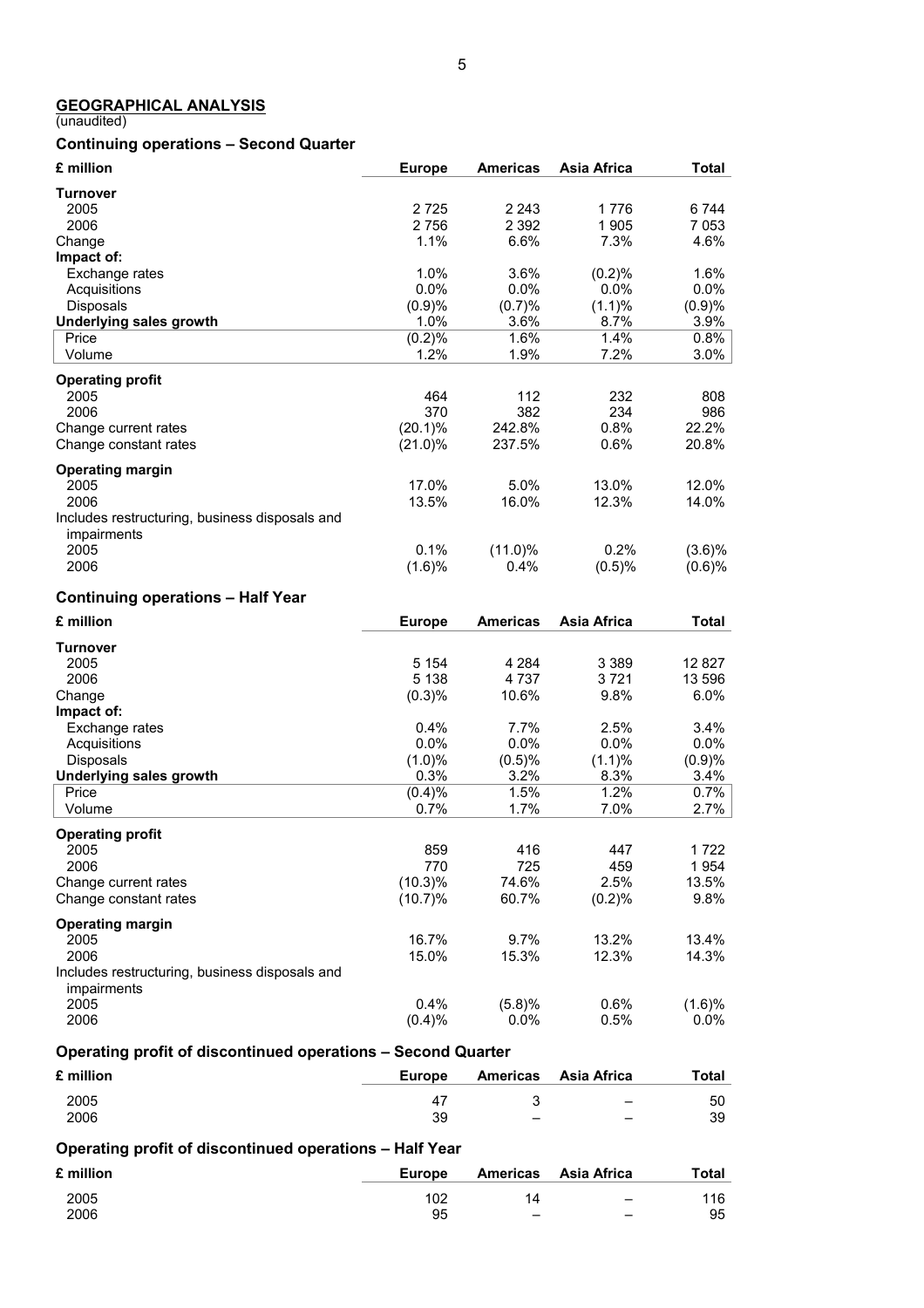## GEOGRAPHICAL ANALYSIS

(unaudited)

### Continuing operations – Second Quarter

| £ million | Europe | Americas | Asia Africa | Total |
|---|---|---|---|---|
| **Turnover** | | | | |
| 2005 | 2 725 | 2 243 | 1 776 | 6 744 |
| 2006 | 2 756 | 2 392 | 1 905 | 7 053 |
| Change | 1.1% | 6.6% | 7.3% | 4.6% |
| **Impact of:** | | | | |
| Exchange rates | 1.0% | 3.6% | (0.2)% | 1.6% |
| Acquisitions | 0.0% | 0.0% | 0.0% | 0.0% |
| Disposals | (0.9)% | (0.7)% | (1.1)% | (0.9)% |
| **Underlying sales growth** | 1.0% | 3.6% | 8.7% | 3.9% |
| Price | (0.2)% | 1.6% | 1.4% | 0.8% |
| Volume | 1.2% | 1.9% | 7.2% | 3.0% |
| **Operating profit** | | | | |
| 2005 | 464 | 112 | 232 | 808 |
| 2006 | 370 | 382 | 234 | 986 |
| Change current rates | (20.1)% | 242.8% | 0.8% | 22.2% |
| Change constant rates | (21.0)% | 237.5% | 0.6% | 20.8% |
| **Operating margin** | | | | |
| 2005 | 17.0% | 5.0% | 13.0% | 12.0% |
| 2006 | 13.5% | 16.0% | 12.3% | 14.0% |
| Includes restructuring, business disposals and impairments | | | | |
| 2005 | 0.1% | (11.0)% | 0.2% | (3.6)% |
| 2006 | (1.6)% | 0.4% | (0.5)% | (0.6)% |

### Continuing operations – Half Year

| £ million | Europe | Americas | Asia Africa | Total |
|---|---|---|---|---|
| **Turnover** | | | | |
| 2005 | 5 154 | 4 284 | 3 389 | 12 827 |
| 2006 | 5 138 | 4 737 | 3 721 | 13 596 |
| Change | (0.3)% | 10.6% | 9.8% | 6.0% |
| **Impact of:** | | | | |
| Exchange rates | 0.4% | 7.7% | 2.5% | 3.4% |
| Acquisitions | 0.0% | 0.0% | 0.0% | 0.0% |
| Disposals | (1.0)% | (0.5)% | (1.1)% | (0.9)% |
| **Underlying sales growth** | 0.3% | 3.2% | 8.3% | 3.4% |
| Price | (0.4)% | 1.5% | 1.2% | 0.7% |
| Volume | 0.7% | 1.7% | 7.0% | 2.7% |
| **Operating profit** | | | | |
| 2005 | 859 | 416 | 447 | 1 722 |
| 2006 | 770 | 725 | 459 | 1 954 |
| Change current rates | (10.3)% | 74.6% | 2.5% | 13.5% |
| Change constant rates | (10.7)% | 60.7% | (0.2)% | 9.8% |
| **Operating margin** | | | | |
| 2005 | 16.7% | 9.7% | 13.2% | 13.4% |
| 2006 | 15.0% | 15.3% | 12.3% | 14.3% |
| Includes restructuring, business disposals and impairments | | | | |
| 2005 | 0.4% | (5.8)% | 0.6% | (1.6)% |
| 2006 | (0.4)% | 0.0% | 0.5% | 0.0% |

### Operating profit of discontinued operations – Second Quarter

| £ million | Europe | Americas | Asia Africa | Total |
|---|---|---|---|---|
| 2005 | 47 | 3 | – | 50 |
| 2006 | 39 | – | – | 39 |

### Operating profit of discontinued operations – Half Year

| £ million | Europe | Americas | Asia Africa | Total |
|---|---|---|---|---|
| 2005 | 102 | 14 | – | 116 |
| 2006 | 95 | – | – | 95 |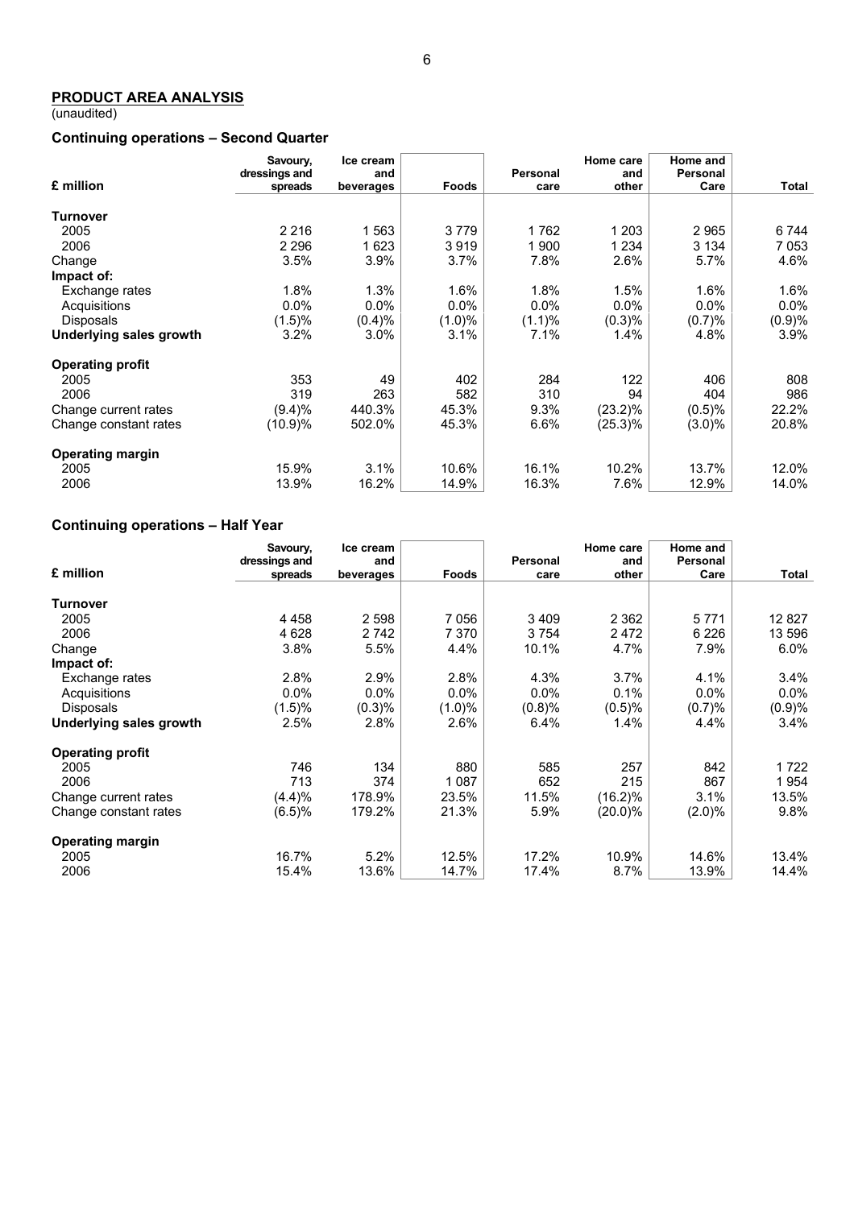## PRODUCT AREA ANALYSIS

(unaudited)

### Continuing operations – Second Quarter

| £ million | Savoury, dressings and spreads | Ice cream and beverages | Foods | Personal care | Home care and other | Home and Personal Care | Total |
|---|---|---|---|---|---|---|---|
| **Turnover** | | | | | | | |
| 2005 | 2 216 | 1 563 | 3 779 | 1 762 | 1 203 | 2 965 | 6 744 |
| 2006 | 2 296 | 1 623 | 3 919 | 1 900 | 1 234 | 3 134 | 7 053 |
| Change | 3.5% | 3.9% | 3.7% | 7.8% | 2.6% | 5.7% | 4.6% |
| **Impact of:** | | | | | | | |
| Exchange rates | 1.8% | 1.3% | 1.6% | 1.8% | 1.5% | 1.6% | 1.6% |
| Acquisitions | 0.0% | 0.0% | 0.0% | 0.0% | 0.0% | 0.0% | 0.0% |
| Disposals | (1.5)% | (0.4)% | (1.0)% | (1.1)% | (0.3)% | (0.7)% | (0.9)% |
| **Underlying sales growth** | 3.2% | 3.0% | 3.1% | 7.1% | 1.4% | 4.8% | 3.9% |
| **Operating profit** | | | | | | | |
| 2005 | 353 | 49 | 402 | 284 | 122 | 406 | 808 |
| 2006 | 319 | 263 | 582 | 310 | 94 | 404 | 986 |
| Change current rates | (9.4)% | 440.3% | 45.3% | 9.3% | (23.2)% | (0.5)% | 22.2% |
| Change constant rates | (10.9)% | 502.0% | 45.3% | 6.6% | (25.3)% | (3.0)% | 20.8% |
| **Operating margin** | | | | | | | |
| 2005 | 15.9% | 3.1% | 10.6% | 16.1% | 10.2% | 13.7% | 12.0% |
| 2006 | 13.9% | 16.2% | 14.9% | 16.3% | 7.6% | 12.9% | 14.0% |

### Continuing operations – Half Year

| £ million | Savoury, dressings and spreads | Ice cream and beverages | Foods | Personal care | Home care and other | Home and Personal Care | Total |
|---|---|---|---|---|---|---|---|
| **Turnover** | | | | | | | |
| 2005 | 4 458 | 2 598 | 7 056 | 3 409 | 2 362 | 5 771 | 12 827 |
| 2006 | 4 628 | 2 742 | 7 370 | 3 754 | 2 472 | 6 226 | 13 596 |
| Change | 3.8% | 5.5% | 4.4% | 10.1% | 4.7% | 7.9% | 6.0% |
| **Impact of:** | | | | | | | |
| Exchange rates | 2.8% | 2.9% | 2.8% | 4.3% | 3.7% | 4.1% | 3.4% |
| Acquisitions | 0.0% | 0.0% | 0.0% | 0.0% | 0.1% | 0.0% | 0.0% |
| Disposals | (1.5)% | (0.3)% | (1.0)% | (0.8)% | (0.5)% | (0.7)% | (0.9)% |
| **Underlying sales growth** | 2.5% | 2.8% | 2.6% | 6.4% | 1.4% | 4.4% | 3.4% |
| **Operating profit** | | | | | | | |
| 2005 | 746 | 134 | 880 | 585 | 257 | 842 | 1 722 |
| 2006 | 713 | 374 | 1 087 | 652 | 215 | 867 | 1 954 |
| Change current rates | (4.4)% | 178.9% | 23.5% | 11.5% | (16.2)% | 3.1% | 13.5% |
| Change constant rates | (6.5)% | 179.2% | 21.3% | 5.9% | (20.0)% | (2.0)% | 9.8% |
| **Operating margin** | | | | | | | |
| 2005 | 16.7% | 5.2% | 12.5% | 17.2% | 10.9% | 14.6% | 13.4% |
| 2006 | 15.4% | 13.6% | 14.7% | 17.4% | 8.7% | 13.9% | 14.4% |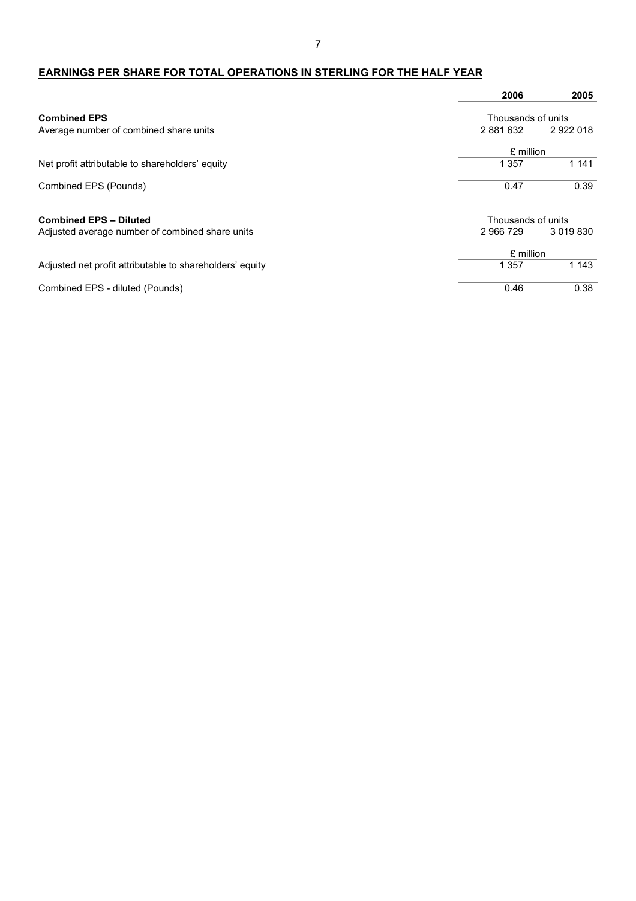## EARNINGS PER SHARE FOR TOTAL OPERATIONS IN STERLING FOR THE HALF YEAR

| | 2006 | 2005 |
|---|---|---|
| **Combined EPS** | Thousands of units | |
| Average number of combined share units | 2 881 632 | 2 922 018 |
| | £ million | |
| Net profit attributable to shareholders' equity | 1 357 | 1 141 |
| Combined EPS (Pounds) | 0.47 | 0.39 |
| | | |
| **Combined EPS – Diluted** | Thousands of units | |
| Adjusted average number of combined share units | 2 966 729 | 3 019 830 |
| | £ million | |
| Adjusted net profit attributable to shareholders' equity | 1 357 | 1 143 |
| Combined EPS - diluted (Pounds) | 0.46 | 0.38 |